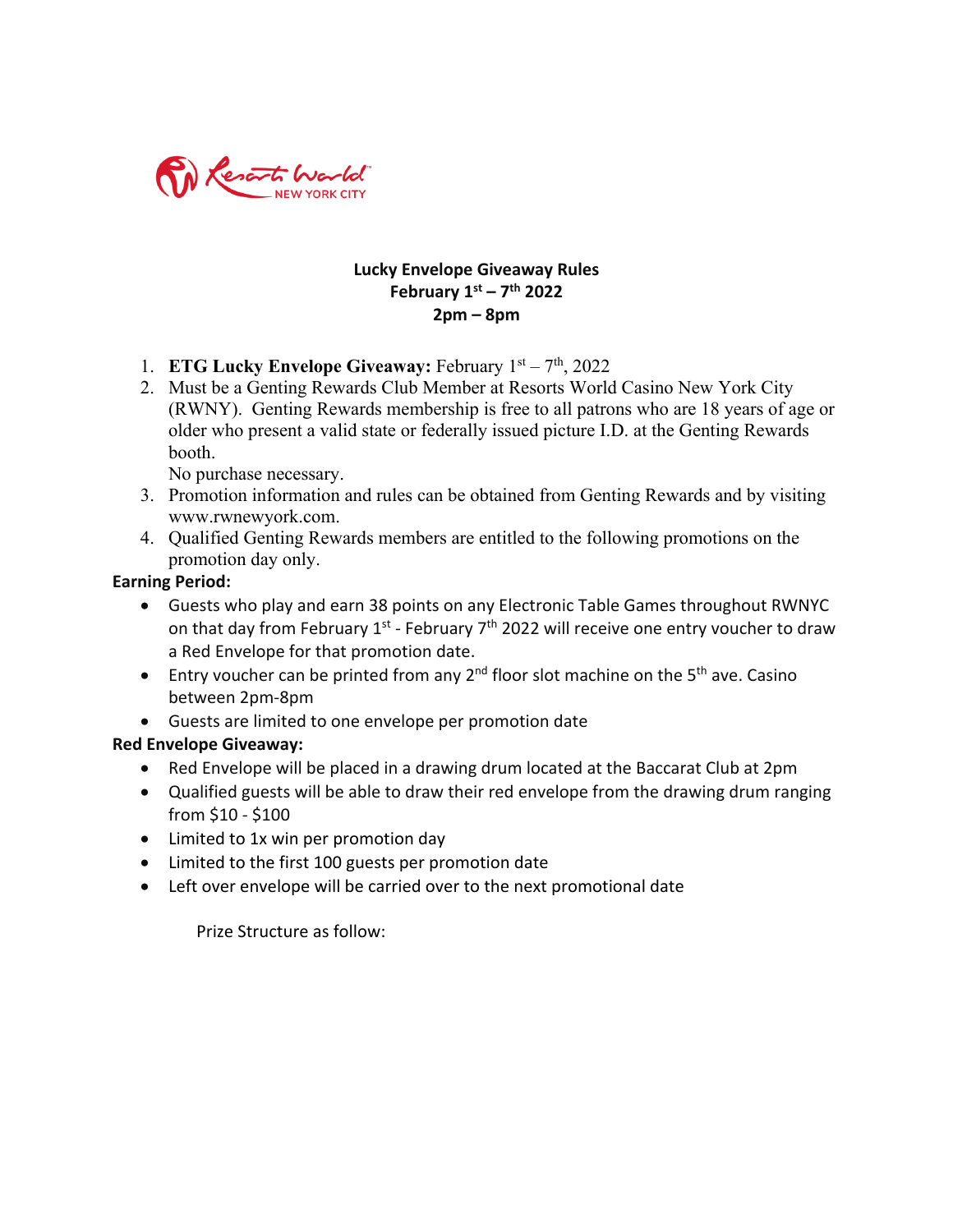Resorts World NEW YORK CITY

**Lucky Envelope Giveaway Rules**
**February 1st – 7th 2022**
**2pm – 8pm**

1. **ETG Lucky Envelope Giveaway:** February 1st – 7th, 2022
2. Must be a Genting Rewards Club Member at Resorts World Casino New York City (RWNY). Genting Rewards membership is free to all patrons who are 18 years of age or older who present a valid state or federally issued picture I.D. at the Genting Rewards booth.
   No purchase necessary.
3. Promotion information and rules can be obtained from Genting Rewards and by visiting www.rwnewyork.com.
4. Qualified Genting Rewards members are entitled to the following promotions on the promotion day only.

**Earning Period:**

- Guests who play and earn 38 points on any Electronic Table Games throughout RWNYC on that day from February 1st - February 7th 2022 will receive one entry voucher to draw a Red Envelope for that promotion date.
- Entry voucher can be printed from any 2nd floor slot machine on the 5th ave. Casino between 2pm-8pm
- Guests are limited to one envelope per promotion date

**Red Envelope Giveaway:**

- Red Envelope will be placed in a drawing drum located at the Baccarat Club at 2pm
- Qualified guests will be able to draw their red envelope from the drawing drum ranging from $10 - $100
- Limited to 1x win per promotion day
- Limited to the first 100 guests per promotion date
- Left over envelope will be carried over to the next promotional date

Prize Structure as follow: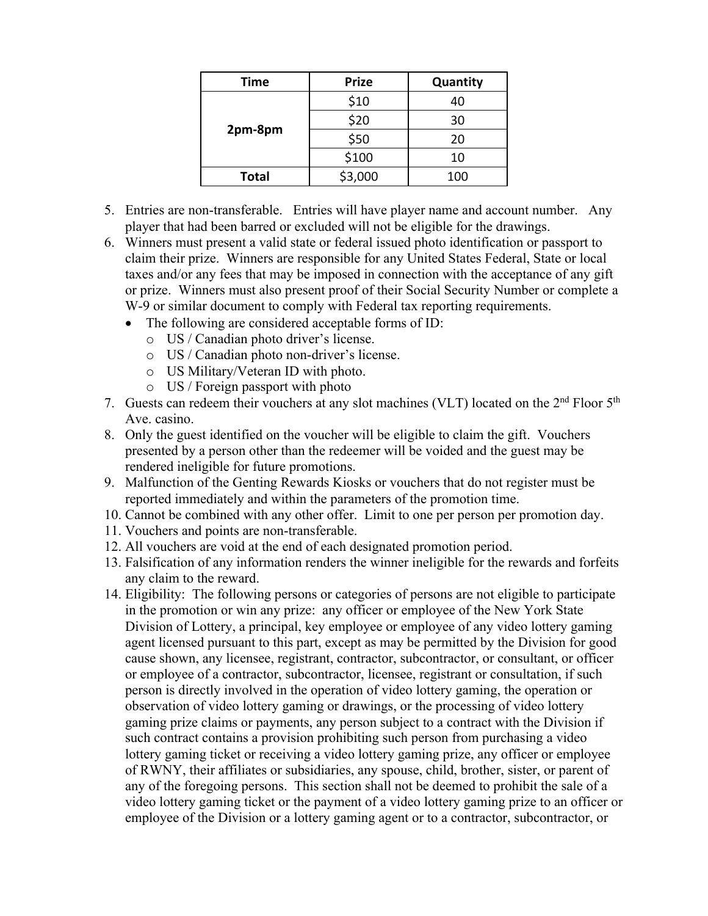| Time | Prize | Quantity |
| --- | --- | --- |
| 2pm-8pm | $10 | 40 |
| | $20 | 30 |
| | $50 | 20 |
| | $100 | 10 |
| **Total** | $3,000 | 100 |

5. Entries are non-transferable. Entries will have player name and account number. Any player that had been barred or excluded will not be eligible for the drawings.
6. Winners must present a valid state or federal issued photo identification or passport to claim their prize. Winners are responsible for any United States Federal, State or local taxes and/or any fees that may be imposed in connection with the acceptance of any gift or prize. Winners must also present proof of their Social Security Number or complete a W-9 or similar document to comply with Federal tax reporting requirements.
   - The following are considered acceptable forms of ID:
     - US / Canadian photo driver's license.
     - US / Canadian photo non-driver's license.
     - US Military/Veteran ID with photo.
     - US / Foreign passport with photo
7. Guests can redeem their vouchers at any slot machines (VLT) located on the 2nd Floor 5th Ave. casino.
8. Only the guest identified on the voucher will be eligible to claim the gift. Vouchers presented by a person other than the redeemer will be voided and the guest may be rendered ineligible for future promotions.
9. Malfunction of the Genting Rewards Kiosks or vouchers that do not register must be reported immediately and within the parameters of the promotion time.
10. Cannot be combined with any other offer. Limit to one per person per promotion day.
11. Vouchers and points are non-transferable.
12. All vouchers are void at the end of each designated promotion period.
13. Falsification of any information renders the winner ineligible for the rewards and forfeits any claim to the reward.
14. Eligibility: The following persons or categories of persons are not eligible to participate in the promotion or win any prize: any officer or employee of the New York State Division of Lottery, a principal, key employee or employee of any video lottery gaming agent licensed pursuant to this part, except as may be permitted by the Division for good cause shown, any licensee, registrant, contractor, subcontractor, or consultant, or officer or employee of a contractor, subcontractor, licensee, registrant or consultation, if such person is directly involved in the operation of video lottery gaming, the operation or observation of video lottery gaming or drawings, or the processing of video lottery gaming prize claims or payments, any person subject to a contract with the Division if such contract contains a provision prohibiting such person from purchasing a video lottery gaming ticket or receiving a video lottery gaming prize, any officer or employee of RWNY, their affiliates or subsidiaries, any spouse, child, brother, sister, or parent of any of the foregoing persons. This section shall not be deemed to prohibit the sale of a video lottery gaming ticket or the payment of a video lottery gaming prize to an officer or employee of the Division or a lottery gaming agent or to a contractor, subcontractor, or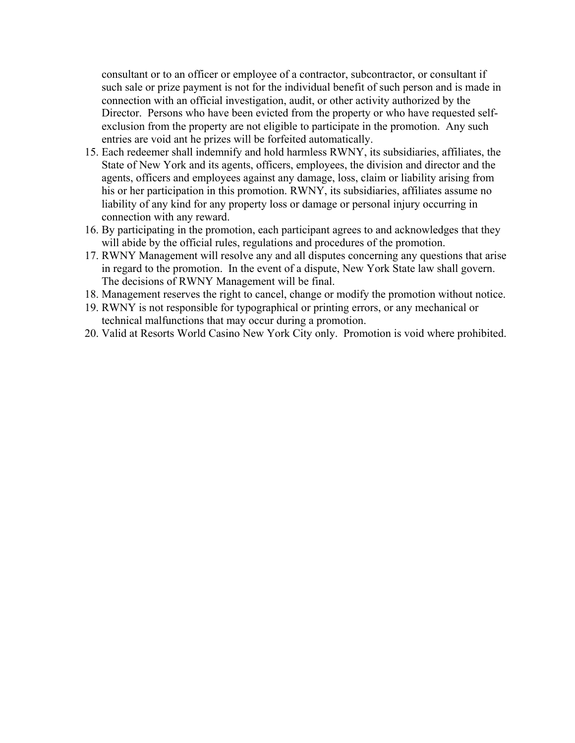consultant or to an officer or employee of a contractor, subcontractor, or consultant if such sale or prize payment is not for the individual benefit of such person and is made in connection with an official investigation, audit, or other activity authorized by the Director. Persons who have been evicted from the property or who have requested self-exclusion from the property are not eligible to participate in the promotion. Any such entries are void ant he prizes will be forfeited automatically.

15. Each redeemer shall indemnify and hold harmless RWNY, its subsidiaries, affiliates, the State of New York and its agents, officers, employees, the division and director and the agents, officers and employees against any damage, loss, claim or liability arising from his or her participation in this promotion. RWNY, its subsidiaries, affiliates assume no liability of any kind for any property loss or damage or personal injury occurring in connection with any reward.
16. By participating in the promotion, each participant agrees to and acknowledges that they will abide by the official rules, regulations and procedures of the promotion.
17. RWNY Management will resolve any and all disputes concerning any questions that arise in regard to the promotion. In the event of a dispute, New York State law shall govern. The decisions of RWNY Management will be final.
18. Management reserves the right to cancel, change or modify the promotion without notice.
19. RWNY is not responsible for typographical or printing errors, or any mechanical or technical malfunctions that may occur during a promotion.
20. Valid at Resorts World Casino New York City only. Promotion is void where prohibited.